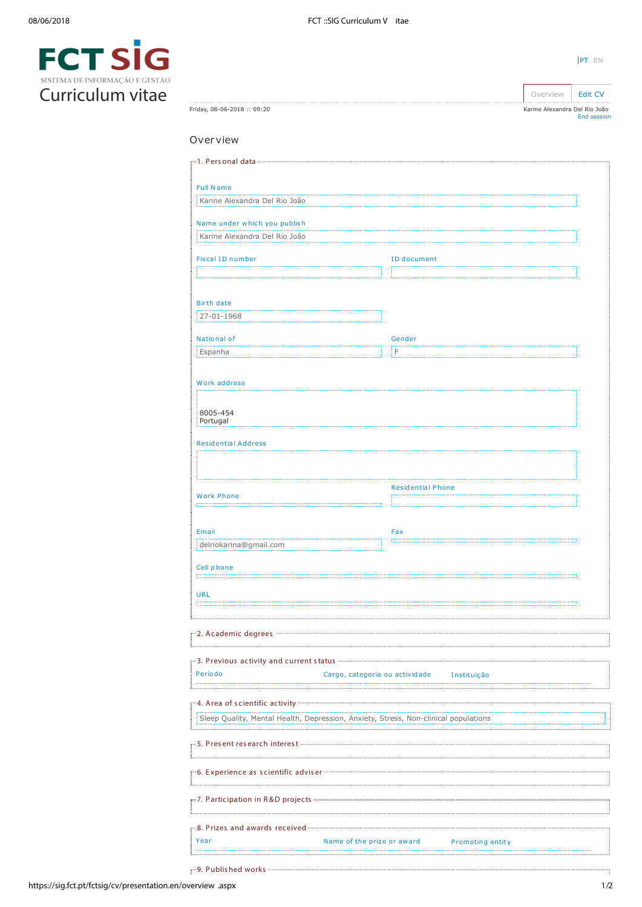# FCT SIG

SISTEMA DE INFORMAÇÃO E GESTÃO

# Curriculum vitae

|PT EN

Overview | Edit CV

Friday, 08-06-2018 :: 09:20

Karine Alexandra Del Rio João
End session

## Overview

### 1. Personal data

**Full Name**
Karine Alexandra Del Rio João

**Name under which you publish**
Karine Alexandra Del Rio João

**Fiscal ID number**

**ID document**

**Birth date**
27-01-1968

**National of**
Espanha

**Gender**
F

**Work address**
8005-454
Portugal

**Residential Address**

**Work Phone**

**Residential Phone**

**Email**
delriokarina@gmail.com

**Fax**

**Cell phone**

**URL**

### 2. Academic degrees

### 3. Previous activity and current status

| Período | Cargo, categoria ou actividade | Instituição |
|---|---|---|

### 4. Area of scientific activity

Sleep Quality, Mental Health, Depression, Anxiety, Stress, Non-clinical populations

### 5. Present research interest

### 6. Experience as scientific adviser

### 7. Participation in R&D projects

### 8. Prizes and awards received

| Year | Name of the prize or award | Promoting entity |
|---|---|---|

### 9. Published works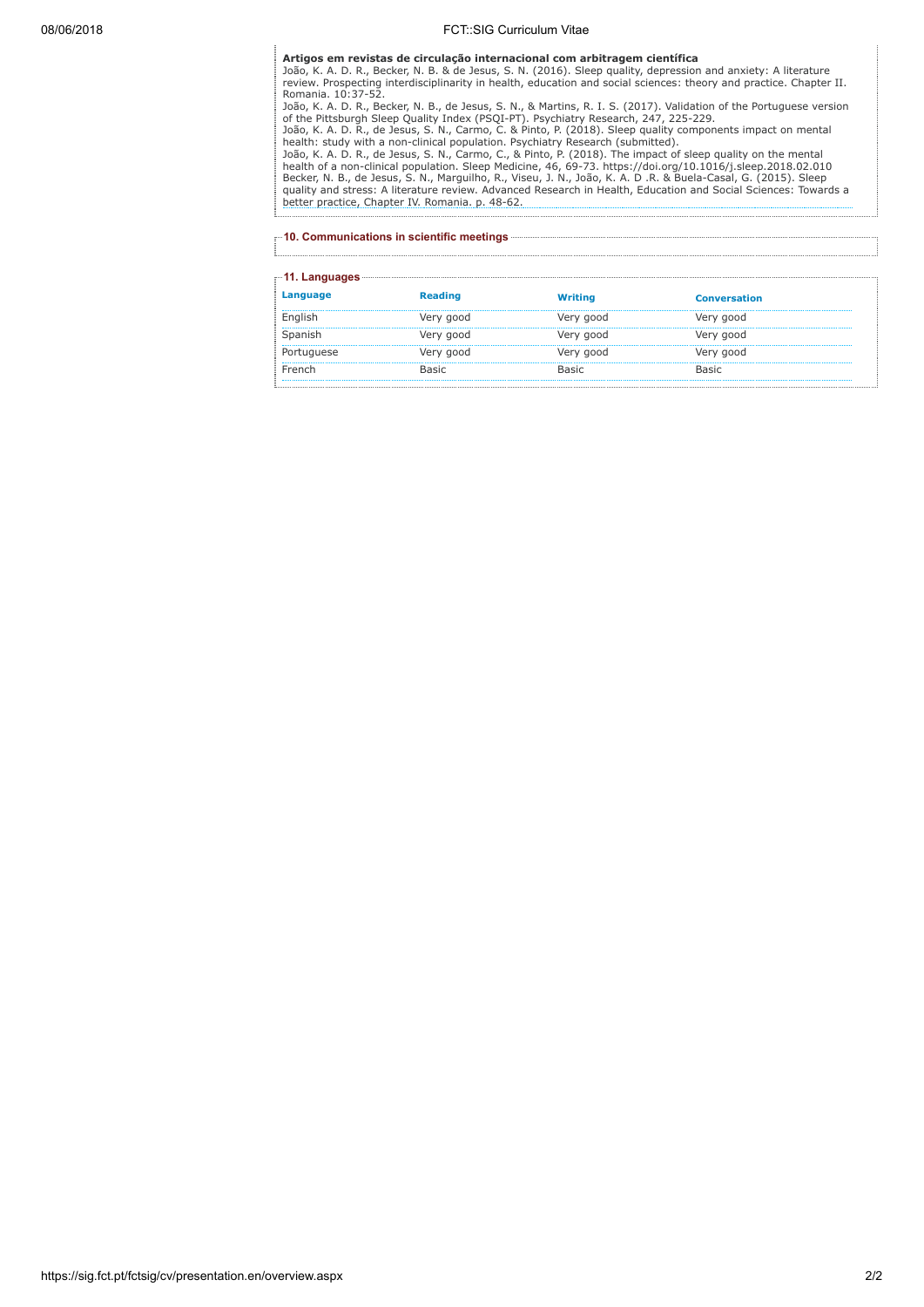**Artigos em revistas de circulação internacional com arbitragem científica**

João, K. A. D. R., Becker, N. B. & de Jesus, S. N. (2016). Sleep quality, depression and anxiety: A literature review. Prospecting interdisciplinarity in health, education and social sciences: theory and practice. Chapter II. Romania. 10:37-52.

João, K. A. D. R., Becker, N. B., de Jesus, S. N., & Martins, R. I. S. (2017). Validation of the Portuguese version of the Pittsburgh Sleep Quality Index (PSQI-PT). Psychiatry Research, 247, 225-229.

João, K. A. D. R., de Jesus, S. N., Carmo, C. & Pinto, P. (2018). Sleep quality components impact on mental health: study with a non-clinical population. Psychiatry Research (submitted).

João, K. A. D. R., de Jesus, S. N., Carmo, C., & Pinto, P. (2018). The impact of sleep quality on the mental health of a non-clinical population. Sleep Medicine, 46, 69-73. https://doi.org/10.1016/j.sleep.2018.02.010

Becker, N. B., de Jesus, S. N., Marguilho, R., Viseu, J. N., João, K. A. D .R. & Buela-Casal, G. (2015). Sleep quality and stress: A literature review. Advanced Research in Health, Education and Social Sciences: Towards a better practice, Chapter IV. Romania. p. 48-62.

## 10. Communications in scientific meetings

## 11. Languages

| Language | Reading | Writing | Conversation |
|---|---|---|---|
| English | Very good | Very good | Very good |
| Spanish | Very good | Very good | Very good |
| Portuguese | Very good | Very good | Very good |
| French | Basic | Basic | Basic |